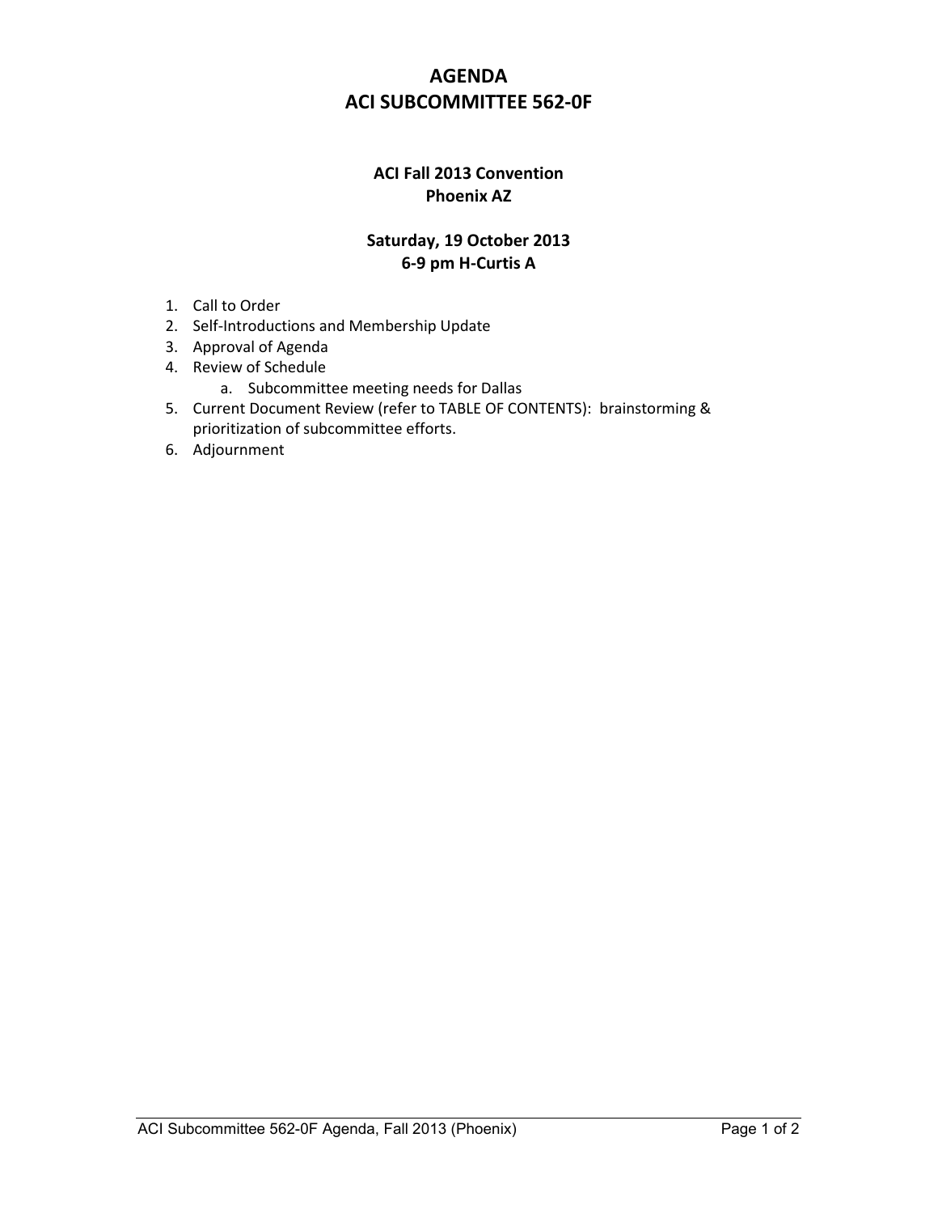# AGENDA
# ACI SUBCOMMITTEE 562-0F

## ACI Fall 2013 Convention
## Phoenix AZ

## Saturday, 19 October 2013
## 6-9 pm H-Curtis A

1. Call to Order
2. Self-Introductions and Membership Update
3. Approval of Agenda
4. Review of Schedule
    a. Subcommittee meeting needs for Dallas
5. Current Document Review (refer to TABLE OF CONTENTS): brainstorming & prioritization of subcommittee efforts.
6. Adjournment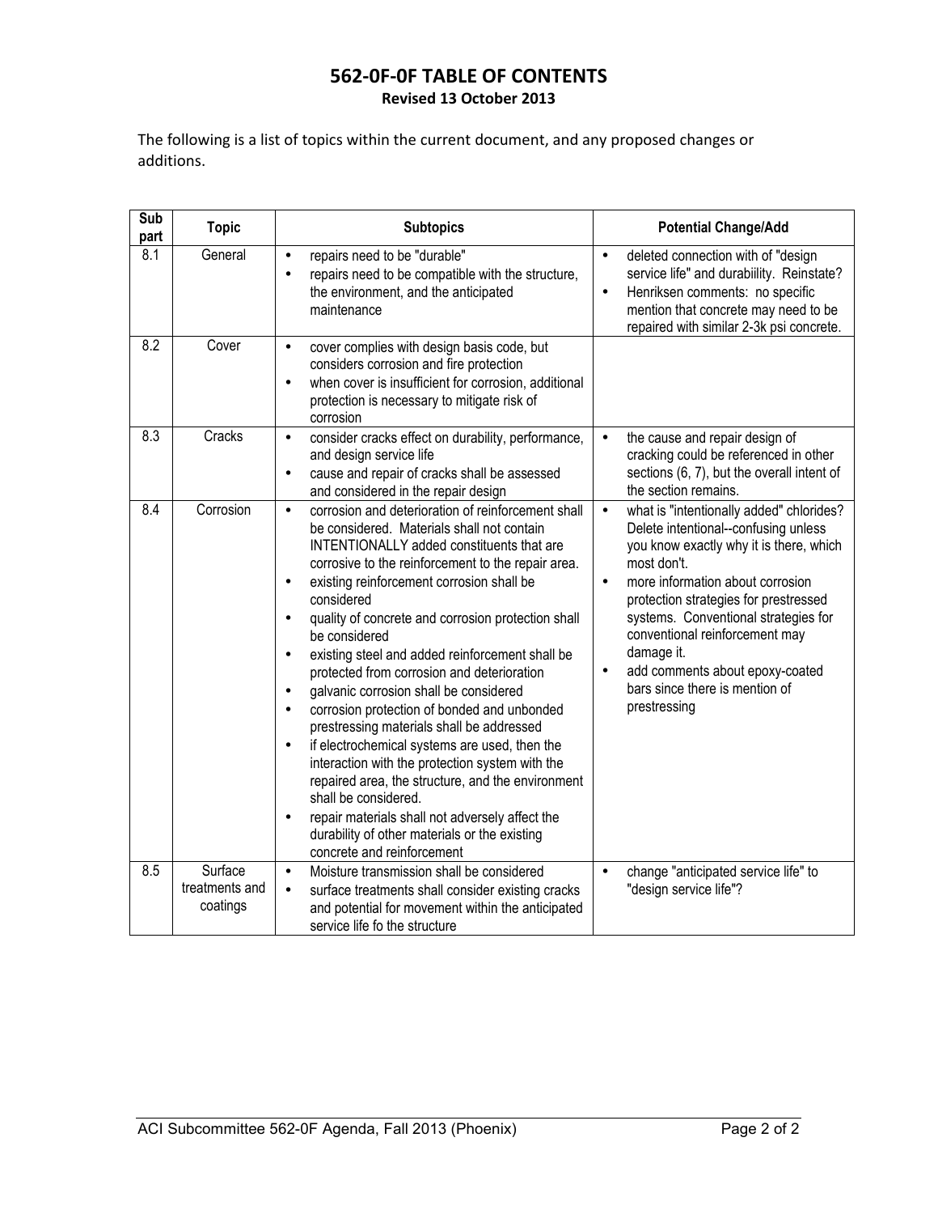# 562-0F-0F TABLE OF CONTENTS

**Revised 13 October 2013**

The following is a list of topics within the current document, and any proposed changes or additions.

| Sub part | Topic | Subtopics | Potential Change/Add |
|---|---|---|---|
| 8.1 | General | • repairs need to be "durable"<br>• repairs need to be compatible with the structure, the environment, and the anticipated maintenance | • deleted connection with of "design service life" and durabiility. Reinstate?<br>• Henriksen comments: no specific mention that concrete may need to be repaired with similar 2-3k psi concrete. |
| 8.2 | Cover | • cover complies with design basis code, but considers corrosion and fire protection<br>• when cover is insufficient for corrosion, additional protection is necessary to mitigate risk of corrosion | |
| 8.3 | Cracks | • consider cracks effect on durability, performance, and design service life<br>• cause and repair of cracks shall be assessed and considered in the repair design | • the cause and repair design of cracking could be referenced in other sections (6, 7), but the overall intent of the section remains. |
| 8.4 | Corrosion | • corrosion and deterioration of reinforcement shall be considered. Materials shall not contain INTENTIONALLY added constituents that are corrosive to the reinforcement to the repair area.<br>• existing reinforcement corrosion shall be considered<br>• quality of concrete and corrosion protection shall be considered<br>• existing steel and added reinforcement shall be protected from corrosion and deterioration<br>• galvanic corrosion shall be considered<br>• corrosion protection of bonded and unbonded prestressing materials shall be addressed<br>• if electrochemical systems are used, then the interaction with the protection system with the repaired area, the structure, and the environment shall be considered.<br>• repair materials shall not adversely affect the durability of other materials or the existing concrete and reinforcement | • what is "intentionally added" chlorides? Delete intentional--confusing unless you know exactly why it is there, which most don't.<br>• more information about corrosion protection strategies for prestressed systems. Conventional strategies for conventional reinforcement may damage it.<br>• add comments about epoxy-coated bars since there is mention of prestressing |
| 8.5 | Surface treatments and coatings | • Moisture transmission shall be considered<br>• surface treatments shall consider existing cracks and potential for movement within the anticipated service life fo the structure | • change "anticipated service life" to "design service life"? |